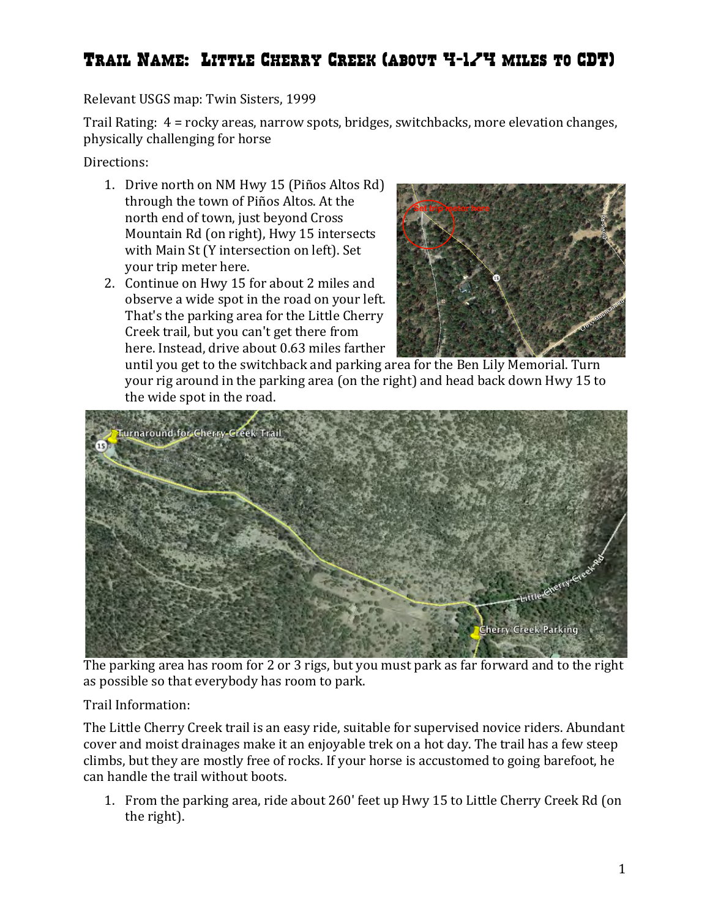# Trail Name: Little Cherry Creek (about 4-1/4 miles to CDT)

Relevant USGS map: Twin Sisters, 1999

Trail Rating: 4 = rocky areas, narrow spots, bridges, switchbacks, more elevation changes, physically challenging for horse

Directions:

1. Drive north on NM Hwy 15 (Piños Altos Rd) through the town of Piños Altos. At the north end of town, just beyond Cross Mountain Rd (on right), Hwy 15 intersects with Main St (Y intersection on left). Set your trip meter here.
2. Continue on Hwy 15 for about 2 miles and observe a wide spot in the road on your left. That's the parking area for the Little Cherry Creek trail, but you can't get there from here. Instead, drive about 0.63 miles farther until you get to the switchback and parking area for the Ben Lily Memorial. Turn your rig around in the parking area (on the right) and head back down Hwy 15 to the wide spot in the road.

The parking area has room for 2 or 3 rigs, but you must park as far forward and to the right as possible so that everybody has room to park.

Trail Information:

The Little Cherry Creek trail is an easy ride, suitable for supervised novice riders. Abundant cover and moist drainages make it an enjoyable trek on a hot day. The trail has a few steep climbs, but they are mostly free of rocks. If your horse is accustomed to going barefoot, he can handle the trail without boots.

1. From the parking area, ride about 260' feet up Hwy 15 to Little Cherry Creek Rd (on the right).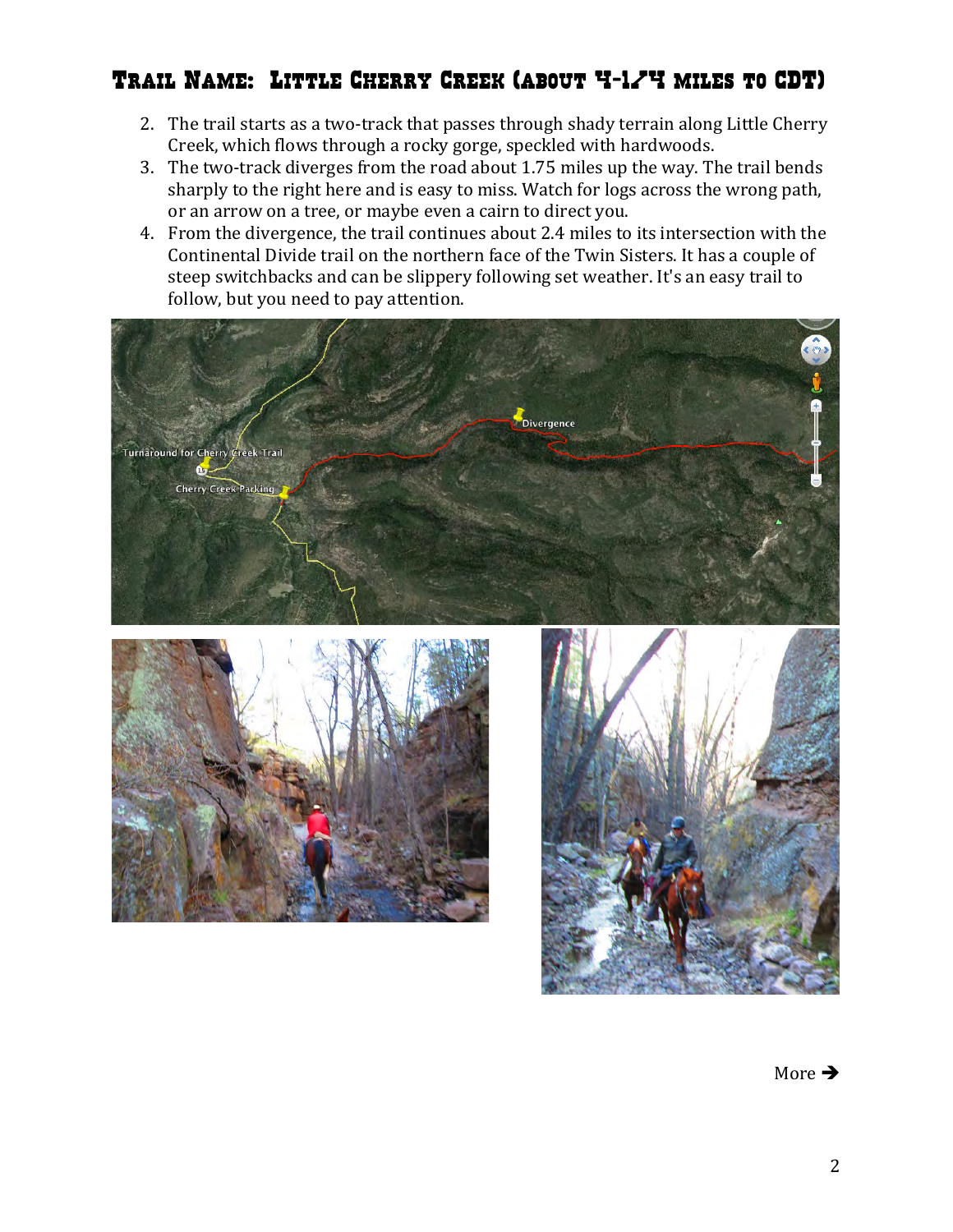# Trail Name: Little Cherry Creek (about 4-1/4 miles to CDT)

2. The trail starts as a two-track that passes through shady terrain along Little Cherry Creek, which flows through a rocky gorge, speckled with hardwoods.
3. The two-track diverges from the road about 1.75 miles up the way. The trail bends sharply to the right here and is easy to miss. Watch for logs across the wrong path, or an arrow on a tree, or maybe even a cairn to direct you.
4. From the divergence, the trail continues about 2.4 miles to its intersection with the Continental Divide trail on the northern face of the Twin Sisters. It has a couple of steep switchbacks and can be slippery following set weather. It's an easy trail to follow, but you need to pay attention.

More ➔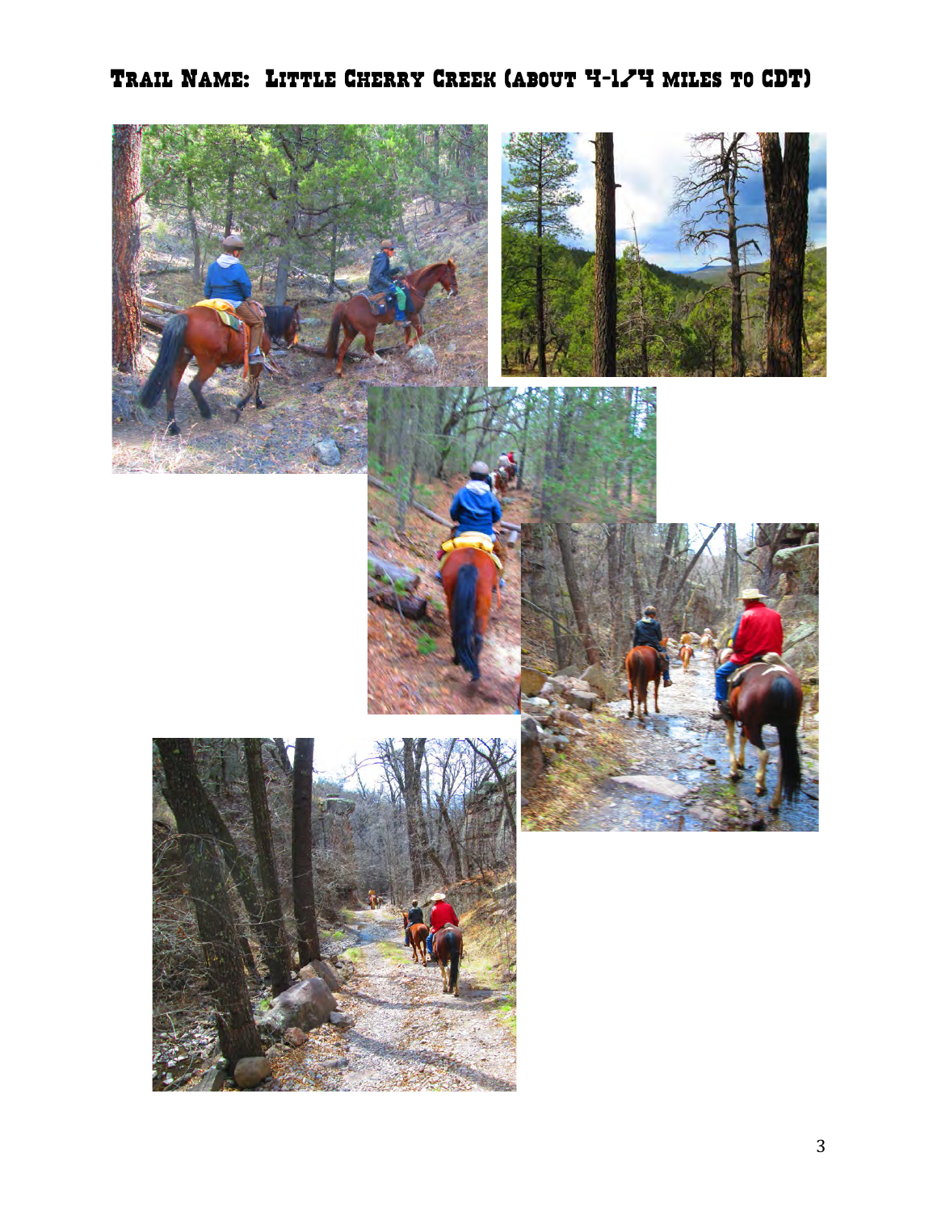## Trail Name: Little Cherry Creek (about 4-1/4 miles to CDT)